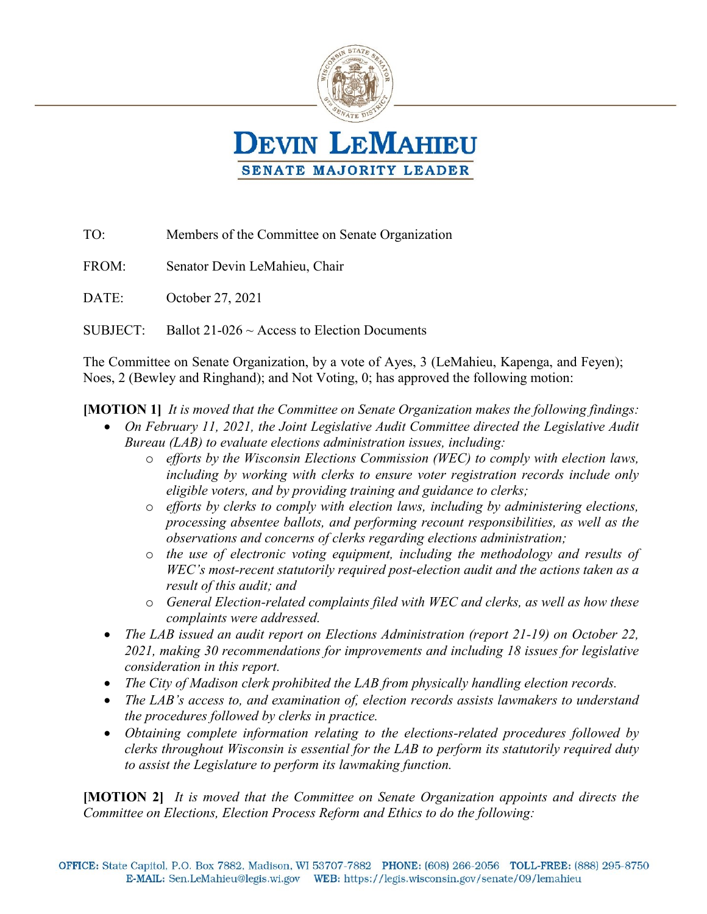# DEVIN LEMAHIEU

**SENATE MAJORITY LEADER**

TO: Members of the Committee on Senate Organization

FROM: Senator Devin LeMahieu, Chair

DATE: October 27, 2021

SUBJECT: Ballot 21-026 ~ Access to Election Documents

The Committee on Senate Organization, by a vote of Ayes, 3 (LeMahieu, Kapenga, and Feyen); Noes, 2 (Bewley and Ringhand); and Not Voting, 0; has approved the following motion:

**[MOTION 1]** *It is moved that the Committee on Senate Organization makes the following findings:*

- *On February 11, 2021, the Joint Legislative Audit Committee directed the Legislative Audit Bureau (LAB) to evaluate elections administration issues, including:*
  - *efforts by the Wisconsin Elections Commission (WEC) to comply with election laws, including by working with clerks to ensure voter registration records include only eligible voters, and by providing training and guidance to clerks;*
  - *efforts by clerks to comply with election laws, including by administering elections, processing absentee ballots, and performing recount responsibilities, as well as the observations and concerns of clerks regarding elections administration;*
  - *the use of electronic voting equipment, including the methodology and results of WEC's most-recent statutorily required post-election audit and the actions taken as a result of this audit; and*
  - *General Election-related complaints filed with WEC and clerks, as well as how these complaints were addressed.*
- *The LAB issued an audit report on Elections Administration (report 21-19) on October 22, 2021, making 30 recommendations for improvements and including 18 issues for legislative consideration in this report.*
- *The City of Madison clerk prohibited the LAB from physically handling election records.*
- *The LAB's access to, and examination of, election records assists lawmakers to understand the procedures followed by clerks in practice.*
- *Obtaining complete information relating to the elections-related procedures followed by clerks throughout Wisconsin is essential for the LAB to perform its statutorily required duty to assist the Legislature to perform its lawmaking function.*

**[MOTION 2]** *It is moved that the Committee on Senate Organization appoints and directs the Committee on Elections, Election Process Reform and Ethics to do the following:*

**OFFICE:** State Capitol, P.O. Box 7882, Madison, WI 53707-7882 **PHONE:** (608) 266-2056 **TOLL-FREE:** (888) 295-8750
**E-MAIL:** Sen.LeMahieu@legis.wi.gov **WEB:** https://legis.wisconsin.gov/senate/09/lemahieu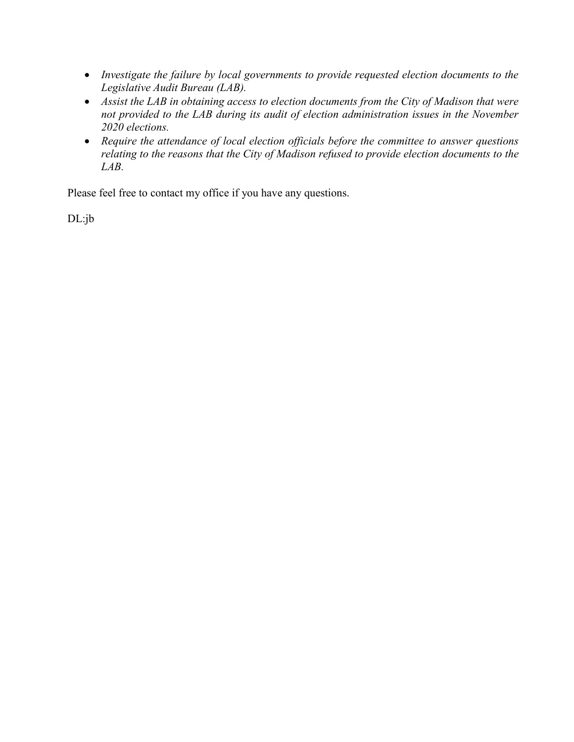- *Investigate the failure by local governments to provide requested election documents to the Legislative Audit Bureau (LAB).*
- *Assist the LAB in obtaining access to election documents from the City of Madison that were not provided to the LAB during its audit of election administration issues in the November 2020 elections.*
- *Require the attendance of local election officials before the committee to answer questions relating to the reasons that the City of Madison refused to provide election documents to the LAB.*

Please feel free to contact my office if you have any questions.

DL:jb